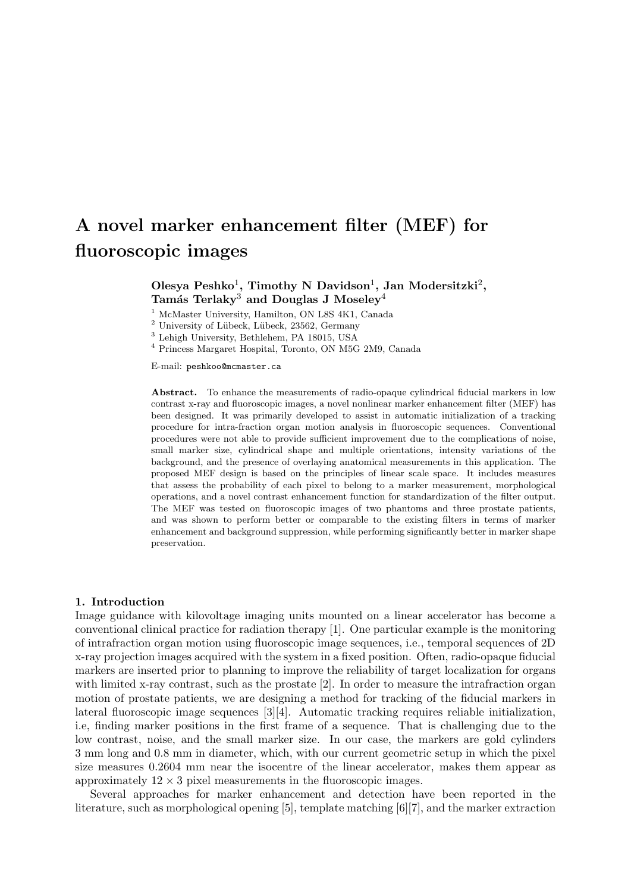# A novel marker enhancement filter (MEF) for fluoroscopic images

**Olesya Peshko[1], Timothy N Davidson[1], Jan Modersitzki[2], Tamás Terlaky[3] and Douglas J Moseley[4]**

[1] McMaster University, Hamilton, ON L8S 4K1, Canada

[2] University of Lübeck, Lübeck, 23562, Germany

[3] Lehigh University, Bethlehem, PA 18015, USA

[4] Princess Margaret Hospital, Toronto, ON M5G 2M9, Canada

E-mail: peshkoo@mcmaster.ca

**Abstract.** To enhance the measurements of radio-opaque cylindrical fiducial markers in low contrast x-ray and fluoroscopic images, a novel nonlinear marker enhancement filter (MEF) has been designed. It was primarily developed to assist in automatic initialization of a tracking procedure for intra-fraction organ motion analysis in fluoroscopic sequences. Conventional procedures were not able to provide sufficient improvement due to the complications of noise, small marker size, cylindrical shape and multiple orientations, intensity variations of the background, and the presence of overlaying anatomical measurements in this application. The proposed MEF design is based on the principles of linear scale space. It includes measures that assess the probability of each pixel to belong to a marker measurement, morphological operations, and a novel contrast enhancement function for standardization of the filter output. The MEF was tested on fluoroscopic images of two phantoms and three prostate patients, and was shown to perform better or comparable to the existing filters in terms of marker enhancement and background suppression, while performing significantly better in marker shape preservation.

## 1. Introduction

Image guidance with kilovoltage imaging units mounted on a linear accelerator has become a conventional clinical practice for radiation therapy [1]. One particular example is the monitoring of intrafraction organ motion using fluoroscopic image sequences, i.e., temporal sequences of 2D x-ray projection images acquired with the system in a fixed position. Often, radio-opaque fiducial markers are inserted prior to planning to improve the reliability of target localization for organs with limited x-ray contrast, such as the prostate [2]. In order to measure the intrafraction organ motion of prostate patients, we are designing a method for tracking of the fiducial markers in lateral fluoroscopic image sequences [3][4]. Automatic tracking requires reliable initialization, i.e, finding marker positions in the first frame of a sequence. That is challenging due to the low contrast, noise, and the small marker size. In our case, the markers are gold cylinders 3 mm long and 0.8 mm in diameter, which, with our current geometric setup in which the pixel size measures 0.2604 mm near the isocentre of the linear accelerator, makes them appear as approximately $12 \times 3$ pixel measurements in the fluoroscopic images.

Several approaches for marker enhancement and detection have been reported in the literature, such as morphological opening [5], template matching [6][7], and the marker extraction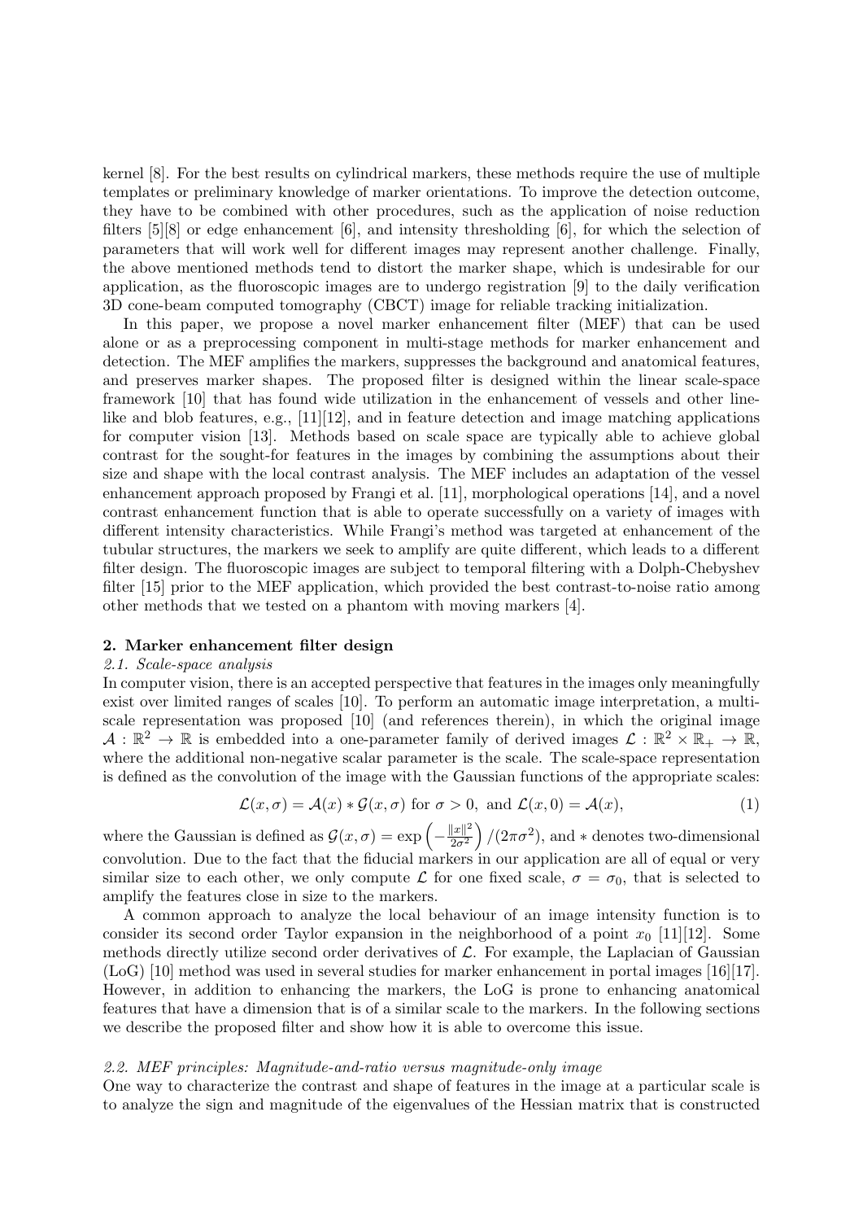kernel [8]. For the best results on cylindrical markers, these methods require the use of multiple templates or preliminary knowledge of marker orientations. To improve the detection outcome, they have to be combined with other procedures, such as the application of noise reduction filters [5][8] or edge enhancement [6], and intensity thresholding [6], for which the selection of parameters that will work well for different images may represent another challenge. Finally, the above mentioned methods tend to distort the marker shape, which is undesirable for our application, as the fluoroscopic images are to undergo registration [9] to the daily verification 3D cone-beam computed tomography (CBCT) image for reliable tracking initialization.

In this paper, we propose a novel marker enhancement filter (MEF) that can be used alone or as a preprocessing component in multi-stage methods for marker enhancement and detection. The MEF amplifies the markers, suppresses the background and anatomical features, and preserves marker shapes. The proposed filter is designed within the linear scale-space framework [10] that has found wide utilization in the enhancement of vessels and other line-like and blob features, e.g., [11][12], and in feature detection and image matching applications for computer vision [13]. Methods based on scale space are typically able to achieve global contrast for the sought-for features in the images by combining the assumptions about their size and shape with the local contrast analysis. The MEF includes an adaptation of the vessel enhancement approach proposed by Frangi et al. [11], morphological operations [14], and a novel contrast enhancement function that is able to operate successfully on a variety of images with different intensity characteristics. While Frangi's method was targeted at enhancement of the tubular structures, the markers we seek to amplify are quite different, which leads to a different filter design. The fluoroscopic images are subject to temporal filtering with a Dolph-Chebyshev filter [15] prior to the MEF application, which provided the best contrast-to-noise ratio among other methods that we tested on a phantom with moving markers [4].

## 2. Marker enhancement filter design

### *2.1. Scale-space analysis*

In computer vision, there is an accepted perspective that features in the images only meaningfully exist over limited ranges of scales [10]. To perform an automatic image interpretation, a multi-scale representation was proposed [10] (and references therein), in which the original image $\mathcal{A} : \mathbb{R}^2 \to \mathbb{R}$ is embedded into a one-parameter family of derived images $\mathcal{L} : \mathbb{R}^2 \times \mathbb{R}_+ \to \mathbb{R}$, where the additional non-negative scalar parameter is the scale. The scale-space representation is defined as the convolution of the image with the Gaussian functions of the appropriate scales:

$$\mathcal{L}(x, \sigma) = \mathcal{A}(x) * \mathcal{G}(x, \sigma) \text{ for } \sigma > 0, \text{ and } \mathcal{L}(x, 0) = \mathcal{A}(x), \tag{1}$$

where the Gaussian is defined as $\mathcal{G}(x, \sigma) = \exp\left(-\frac{\|x\|^2}{2\sigma^2}\right)/(2\pi\sigma^2)$, and $*$ denotes two-dimensional convolution. Due to the fact that the fiducial markers in our application are all of equal or very similar size to each other, we only compute $\mathcal{L}$ for one fixed scale, $\sigma = \sigma_0$, that is selected to amplify the features close in size to the markers.

A common approach to analyze the local behaviour of an image intensity function is to consider its second order Taylor expansion in the neighborhood of a point $x_0$ [11][12]. Some methods directly utilize second order derivatives of $\mathcal{L}$. For example, the Laplacian of Gaussian (LoG) [10] method was used in several studies for marker enhancement in portal images [16][17]. However, in addition to enhancing the markers, the LoG is prone to enhancing anatomical features that have a dimension that is of a similar scale to the markers. In the following sections we describe the proposed filter and show how it is able to overcome this issue.

### *2.2. MEF principles: Magnitude-and-ratio versus magnitude-only image*

One way to characterize the contrast and shape of features in the image at a particular scale is to analyze the sign and magnitude of the eigenvalues of the Hessian matrix that is constructed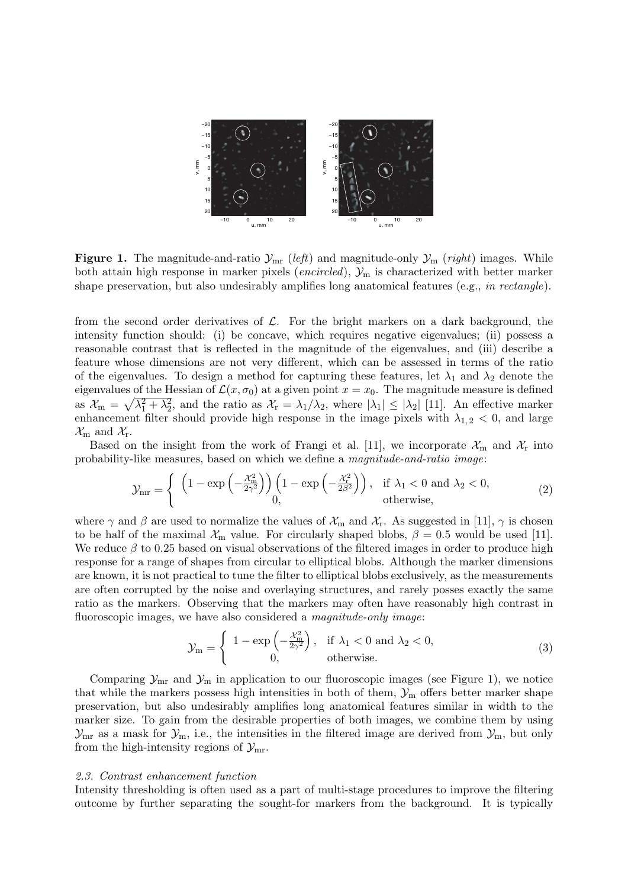**Figure 1.** The magnitude-and-ratio $\mathcal{Y}_{\rm mr}$ (*left*) and magnitude-only $\mathcal{Y}_{\rm m}$ (*right*) images. While both attain high response in marker pixels (*encircled*), $\mathcal{Y}_{\rm m}$ is characterized with better marker shape preservation, but also undesirably amplifies long anatomical features (e.g., *in rectangle*).

from the second order derivatives of $\mathcal{L}$. For the bright markers on a dark background, the intensity function should: (i) be concave, which requires negative eigenvalues; (ii) possess a reasonable contrast that is reflected in the magnitude of the eigenvalues, and (iii) describe a feature whose dimensions are not very different, which can be assessed in terms of the ratio of the eigenvalues. To design a method for capturing these features, let $\lambda_1$ and $\lambda_2$ denote the eigenvalues of the Hessian of $\mathcal{L}(x, \sigma_0)$ at a given point $x = x_0$. The magnitude measure is defined as $\mathcal{X}_{\rm m} = \sqrt{\lambda_1^2 + \lambda_2^2}$, and the ratio as $\mathcal{X}_{\rm r} = \lambda_1/\lambda_2$, where $|\lambda_1| \leq |\lambda_2|$ [11]. An effective marker enhancement filter should provide high response in the image pixels with $\lambda_{1,2} < 0$, and large $\mathcal{X}_{\rm m}$ and $\mathcal{X}_{\rm r}$.

Based on the insight from the work of Frangi et al. [11], we incorporate $\mathcal{X}_{\rm m}$ and $\mathcal{X}_{\rm r}$ into probability-like measures, based on which we define a *magnitude-and-ratio image*:

$$\mathcal{Y}_{\rm mr} = \begin{cases} \left(1 - \exp\left(-\frac{\mathcal{X}_{\rm m}^2}{2\gamma^2}\right)\right)\left(1 - \exp\left(-\frac{\mathcal{X}_{\rm r}^2}{2\beta^2}\right)\right), & \text{if } \lambda_1 < 0 \text{ and } \lambda_2 < 0, \\ 0, & \text{otherwise,} \end{cases} \tag{2}$$

where $\gamma$ and $\beta$ are used to normalize the values of $\mathcal{X}_{\rm m}$ and $\mathcal{X}_{\rm r}$. As suggested in [11], $\gamma$ is chosen to be half of the maximal $\mathcal{X}_{\rm m}$ value. For circularly shaped blobs, $\beta = 0.5$ would be used [11]. We reduce $\beta$ to 0.25 based on visual observations of the filtered images in order to produce high response for a range of shapes from circular to elliptical blobs. Although the marker dimensions are known, it is not practical to tune the filter to elliptical blobs exclusively, as the measurements are often corrupted by the noise and overlaying structures, and rarely posses exactly the same ratio as the markers. Observing that the markers may often have reasonably high contrast in fluoroscopic images, we have also considered a *magnitude-only image*:

$$\mathcal{Y}_{\rm m} = \begin{cases} 1 - \exp\left(-\frac{\mathcal{X}_{\rm m}^2}{2\gamma^2}\right), & \text{if } \lambda_1 < 0 \text{ and } \lambda_2 < 0, \\ 0, & \text{otherwise.} \end{cases} \tag{3}$$

Comparing $\mathcal{Y}_{\rm mr}$ and $\mathcal{Y}_{\rm m}$ in application to our fluoroscopic images (see Figure 1), we notice that while the markers possess high intensities in both of them, $\mathcal{Y}_{\rm m}$ offers better marker shape preservation, but also undesirably amplifies long anatomical features similar in width to the marker size. To gain from the desirable properties of both images, we combine them by using $\mathcal{Y}_{\rm mr}$ as a mask for $\mathcal{Y}_{\rm m}$, i.e., the intensities in the filtered image are derived from $\mathcal{Y}_{\rm m}$, but only from the high-intensity regions of $\mathcal{Y}_{\rm mr}$.

### *2.3. Contrast enhancement function*

Intensity thresholding is often used as a part of multi-stage procedures to improve the filtering outcome by further separating the sought-for markers from the background. It is typically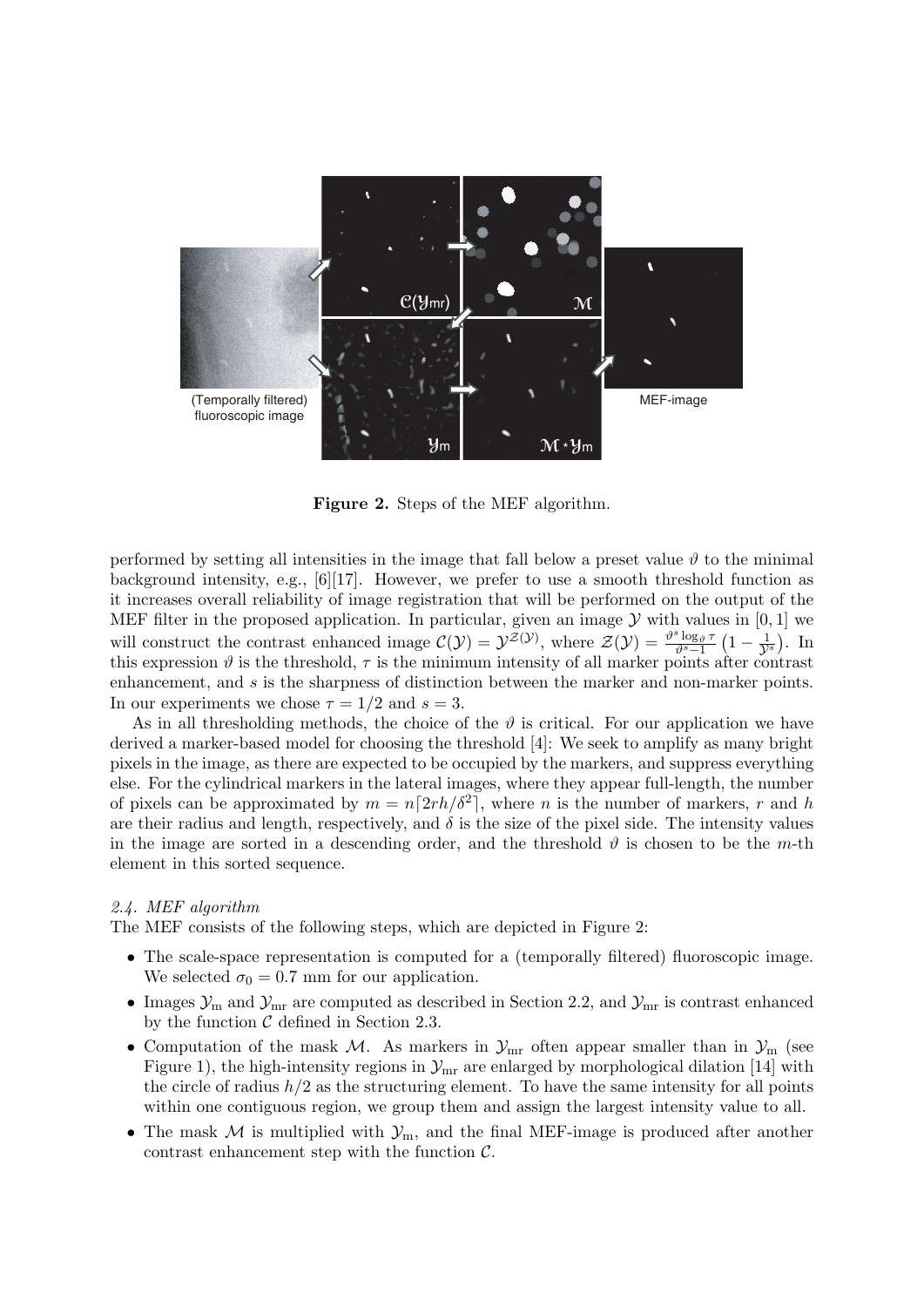Figure 2. Steps of the MEF algorithm.

performed by setting all intensities in the image that fall below a preset value $\vartheta$ to the minimal background intensity, e.g., [6][17]. However, we prefer to use a smooth threshold function as it increases overall reliability of image registration that will be performed on the output of the MEF filter in the proposed application. In particular, given an image $\mathcal{Y}$ with values in $[0, 1]$ we will construct the contrast enhanced image $\mathcal{C}(\mathcal{Y}) = \mathcal{Y}^{\mathcal{Z}(\mathcal{Y})}$, where $\mathcal{Z}(\mathcal{Y}) = \frac{\vartheta^s \log_\vartheta \tau}{\vartheta^s - 1}\left(1 - \frac{1}{\mathcal{Y}^s}\right)$. In this expression $\vartheta$ is the threshold, $\tau$ is the minimum intensity of all marker points after contrast enhancement, and $s$ is the sharpness of distinction between the marker and non-marker points. In our experiments we chose $\tau = 1/2$ and $s = 3$.

As in all thresholding methods, the choice of the $\vartheta$ is critical. For our application we have derived a marker-based model for choosing the threshold [4]: We seek to amplify as many bright pixels in the image, as there are expected to be occupied by the markers, and suppress everything else. For the cylindrical markers in the lateral images, where they appear full-length, the number of pixels can be approximated by $m = n\lceil 2rh/\delta^2 \rceil$, where $n$ is the number of markers, $r$ and $h$ are their radius and length, respectively, and $\delta$ is the size of the pixel side. The intensity values in the image are sorted in a descending order, and the threshold $\vartheta$ is chosen to be the $m$-th element in this sorted sequence.

*2.4. MEF algorithm*

The MEF consists of the following steps, which are depicted in Figure 2:

- The scale-space representation is computed for a (temporally filtered) fluoroscopic image. We selected $\sigma_0 = 0.7$ mm for our application.
- Images $\mathcal{Y}_{\mathrm{m}}$ and $\mathcal{Y}_{\mathrm{mr}}$ are computed as described in Section 2.2, and $\mathcal{Y}_{\mathrm{mr}}$ is contrast enhanced by the function $\mathcal{C}$ defined in Section 2.3.
- Computation of the mask $\mathcal{M}$. As markers in $\mathcal{Y}_{\mathrm{mr}}$ often appear smaller than in $\mathcal{Y}_{\mathrm{m}}$ (see Figure 1), the high-intensity regions in $\mathcal{Y}_{\mathrm{mr}}$ are enlarged by morphological dilation [14] with the circle of radius $h/2$ as the structuring element. To have the same intensity for all points within one contiguous region, we group them and assign the largest intensity value to all.
- The mask $\mathcal{M}$ is multiplied with $\mathcal{Y}_{\mathrm{m}}$, and the final MEF-image is produced after another contrast enhancement step with the function $\mathcal{C}$.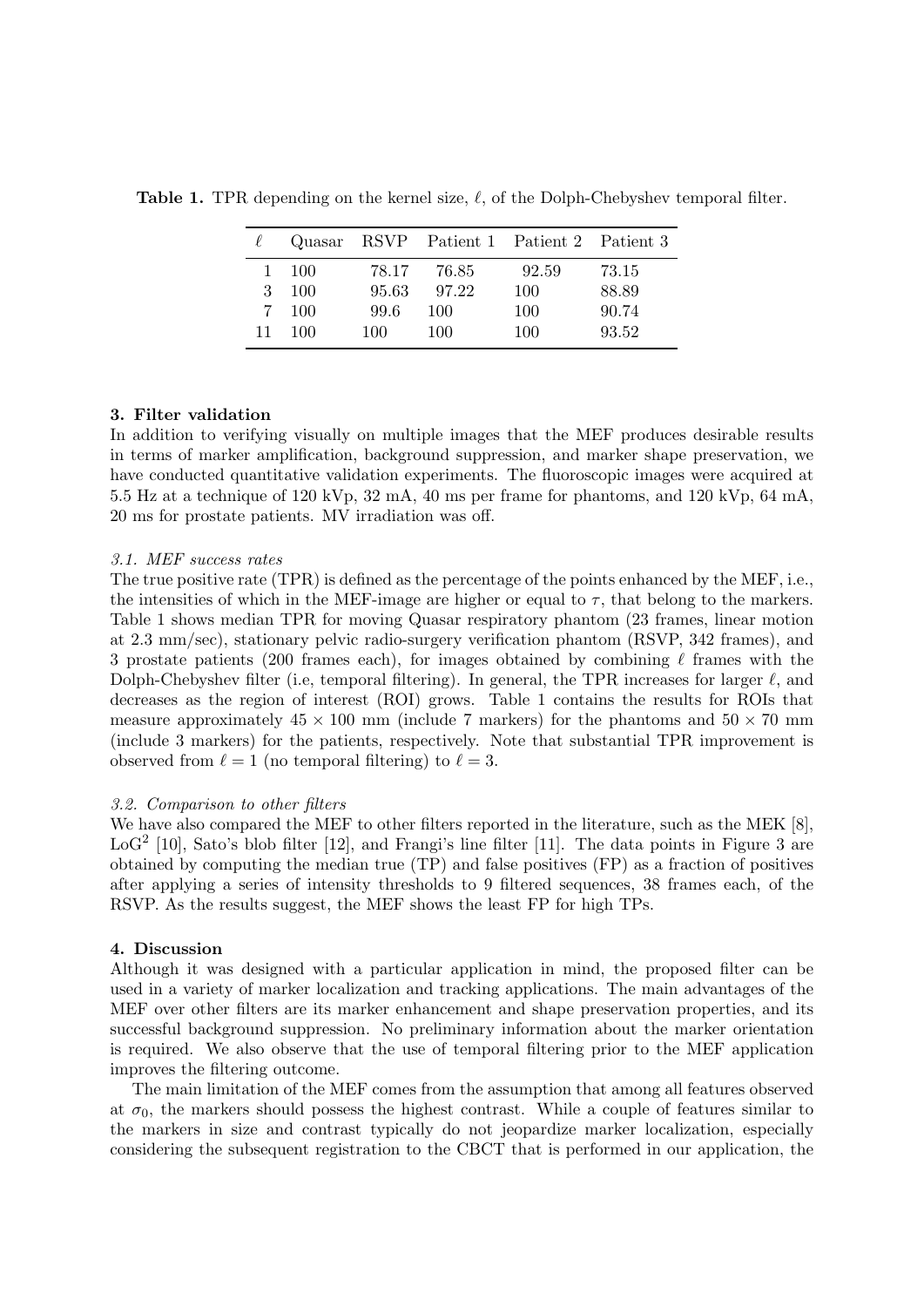**Table 1.** TPR depending on the kernel size, $\ell$, of the Dolph-Chebyshev temporal filter.

| $\ell$ | Quasar | RSVP | Patient 1 | Patient 2 | Patient 3 |
|---|---|---|---|---|---|
| 1 | 100 | 78.17 | 76.85 | 92.59 | 73.15 |
| 3 | 100 | 95.63 | 97.22 | 100 | 88.89 |
| 7 | 100 | 99.6 | 100 | 100 | 90.74 |
| 11 | 100 | 100 | 100 | 100 | 93.52 |

## 3. Filter validation

In addition to verifying visually on multiple images that the MEF produces desirable results in terms of marker amplification, background suppression, and marker shape preservation, we have conducted quantitative validation experiments. The fluoroscopic images were acquired at 5.5 Hz at a technique of 120 kVp, 32 mA, 40 ms per frame for phantoms, and 120 kVp, 64 mA, 20 ms for prostate patients. MV irradiation was off.

### *3.1. MEF success rates*

The true positive rate (TPR) is defined as the percentage of the points enhanced by the MEF, i.e., the intensities of which in the MEF-image are higher or equal to $\tau$, that belong to the markers. Table 1 shows median TPR for moving Quasar respiratory phantom (23 frames, linear motion at 2.3 mm/sec), stationary pelvic radio-surgery verification phantom (RSVP, 342 frames), and 3 prostate patients (200 frames each), for images obtained by combining $\ell$ frames with the Dolph-Chebyshev filter (i.e, temporal filtering). In general, the TPR increases for larger $\ell$, and decreases as the region of interest (ROI) grows. Table 1 contains the results for ROIs that measure approximately $45 \times 100$ mm (include 7 markers) for the phantoms and $50 \times 70$ mm (include 3 markers) for the patients, respectively. Note that substantial TPR improvement is observed from $\ell = 1$ (no temporal filtering) to $\ell = 3$.

### *3.2. Comparison to other filters*

We have also compared the MEF to other filters reported in the literature, such as the MEK [8], $\mathrm{LoG}^2$ [10], Sato's blob filter [12], and Frangi's line filter [11]. The data points in Figure 3 are obtained by computing the median true (TP) and false positives (FP) as a fraction of positives after applying a series of intensity thresholds to 9 filtered sequences, 38 frames each, of the RSVP. As the results suggest, the MEF shows the least FP for high TPs.

## 4. Discussion

Although it was designed with a particular application in mind, the proposed filter can be used in a variety of marker localization and tracking applications. The main advantages of the MEF over other filters are its marker enhancement and shape preservation properties, and its successful background suppression. No preliminary information about the marker orientation is required. We also observe that the use of temporal filtering prior to the MEF application improves the filtering outcome.

The main limitation of the MEF comes from the assumption that among all features observed at $\sigma_0$, the markers should possess the highest contrast. While a couple of features similar to the markers in size and contrast typically do not jeopardize marker localization, especially considering the subsequent registration to the CBCT that is performed in our application, the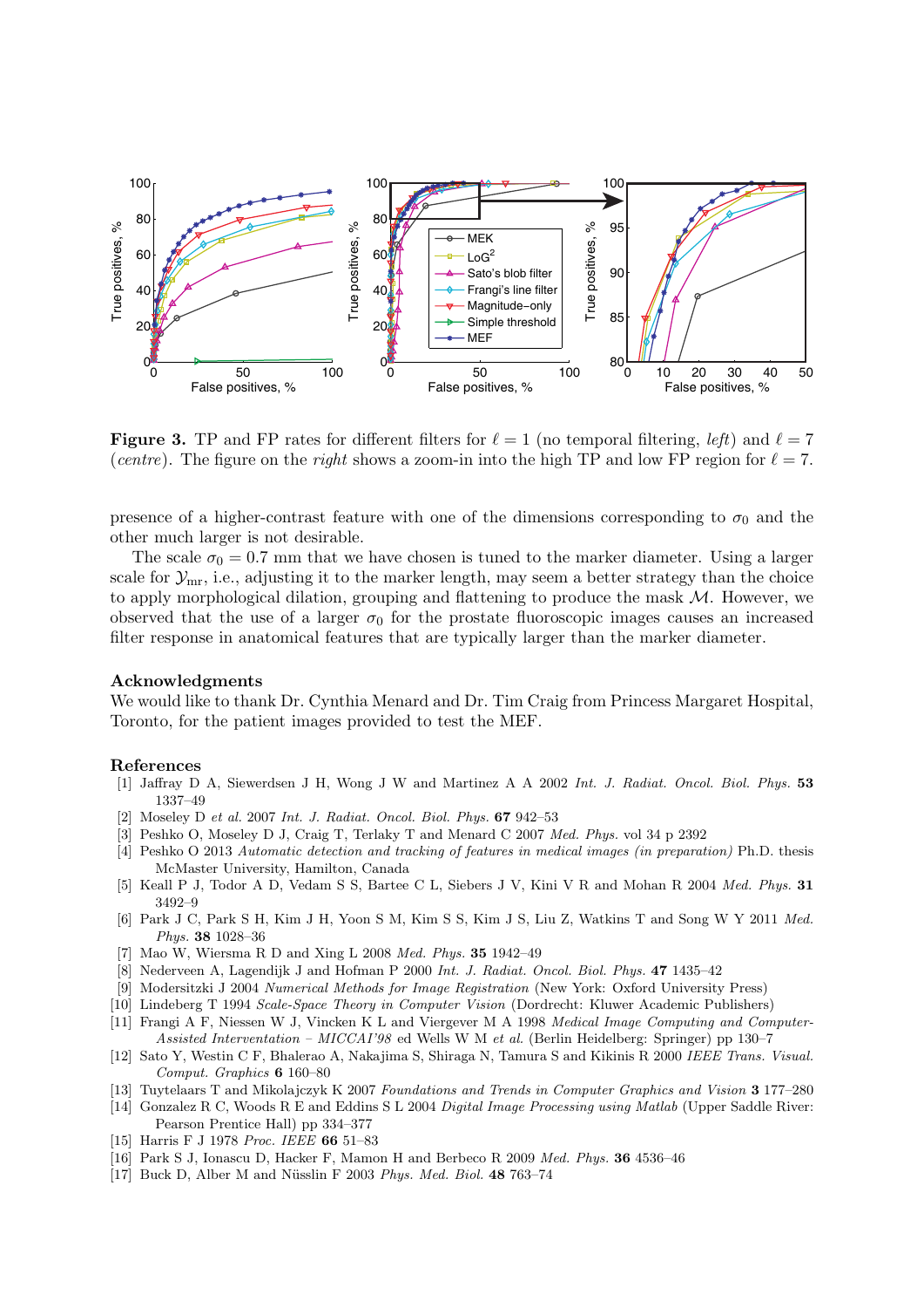100
80
60
40
20
0
True positives, %
0
50
100
False positives, %

100
80
60
40
20
0
True positives, %
0
50
100
False positives, %

MEK
LoG$^2$
Sato's blob filter
Frangi's line filter
Magnitude–only
Simple threshold
MEF

100
95
90
85
80
True positives, %
0
10
20
30
40
50
False positives, %

**Figure 3.** TP and FP rates for different filters for $\ell = 1$ (no temporal filtering, *left*) and $\ell = 7$ (*centre*). The figure on the *right* shows a zoom-in into the high TP and low FP region for $\ell = 7$.

presence of a higher-contrast feature with one of the dimensions corresponding to $\sigma_0$ and the other much larger is not desirable.

The scale $\sigma_0 = 0.7$ mm that we have chosen is tuned to the marker diameter. Using a larger scale for $\mathcal{Y}_{\text{mr}}$, i.e., adjusting it to the marker length, may seem a better strategy than the choice to apply morphological dilation, grouping and flattening to produce the mask $\mathcal{M}$. However, we observed that the use of a larger $\sigma_0$ for the prostate fluoroscopic images causes an increased filter response in anatomical features that are typically larger than the marker diameter.

## Acknowledgments

We would like to thank Dr. Cynthia Menard and Dr. Tim Craig from Princess Margaret Hospital, Toronto, for the patient images provided to test the MEF.

## References

[1] Jaffray D A, Siewerdsen J H, Wong J W and Martinez A A 2002 *Int. J. Radiat. Oncol. Biol. Phys.* **53** 1337–49

[2] Moseley D *et al.* 2007 *Int. J. Radiat. Oncol. Biol. Phys.* **67** 942–53

[3] Peshko O, Moseley D J, Craig T, Terlaky T and Menard C 2007 *Med. Phys.* vol 34 p 2392

[4] Peshko O 2013 *Automatic detection and tracking of features in medical images (in preparation)* Ph.D. thesis McMaster University, Hamilton, Canada

[5] Keall P J, Todor A D, Vedam S S, Bartee C L, Siebers J V, Kini V R and Mohan R 2004 *Med. Phys.* **31** 3492–9

[6] Park J C, Park S H, Kim J H, Yoon S M, Kim S S, Kim J S, Liu Z, Watkins T and Song W Y 2011 *Med. Phys.* **38** 1028–36

[7] Mao W, Wiersma R D and Xing L 2008 *Med. Phys.* **35** 1942–49

[8] Nederveen A, Lagendijk J and Hofman P 2000 *Int. J. Radiat. Oncol. Biol. Phys.* **47** 1435–42

[9] Modersitzki J 2004 *Numerical Methods for Image Registration* (New York: Oxford University Press)

[10] Lindeberg T 1994 *Scale-Space Theory in Computer Vision* (Dordrecht: Kluwer Academic Publishers)

[11] Frangi A F, Niessen W J, Vincken K L and Viergever M A 1998 *Medical Image Computing and Computer-Assisted Intervention – MICCAI'98* ed Wells W M *et al.* (Berlin Heidelberg: Springer) pp 130–7

[12] Sato Y, Westin C F, Bhalerao A, Nakajima S, Shiraga N, Tamura S and Kikinis R 2000 *IEEE Trans. Visual. Comput. Graphics* **6** 160–80

[13] Tuytelaars T and Mikolajczyk K 2007 *Foundations and Trends in Computer Graphics and Vision* **3** 177–280

[14] Gonzalez R C, Woods R E and Eddins S L 2004 *Digital Image Processing using Matlab* (Upper Saddle River: Pearson Prentice Hall) pp 334–377

[15] Harris F J 1978 *Proc. IEEE* **66** 51–83

[16] Park S J, Ionascu D, Hacker F, Mamon H and Berbeco R 2009 *Med. Phys.* **36** 4536–46

[17] Buck D, Alber M and Nüsslin F 2003 *Phys. Med. Biol.* **48** 763–74